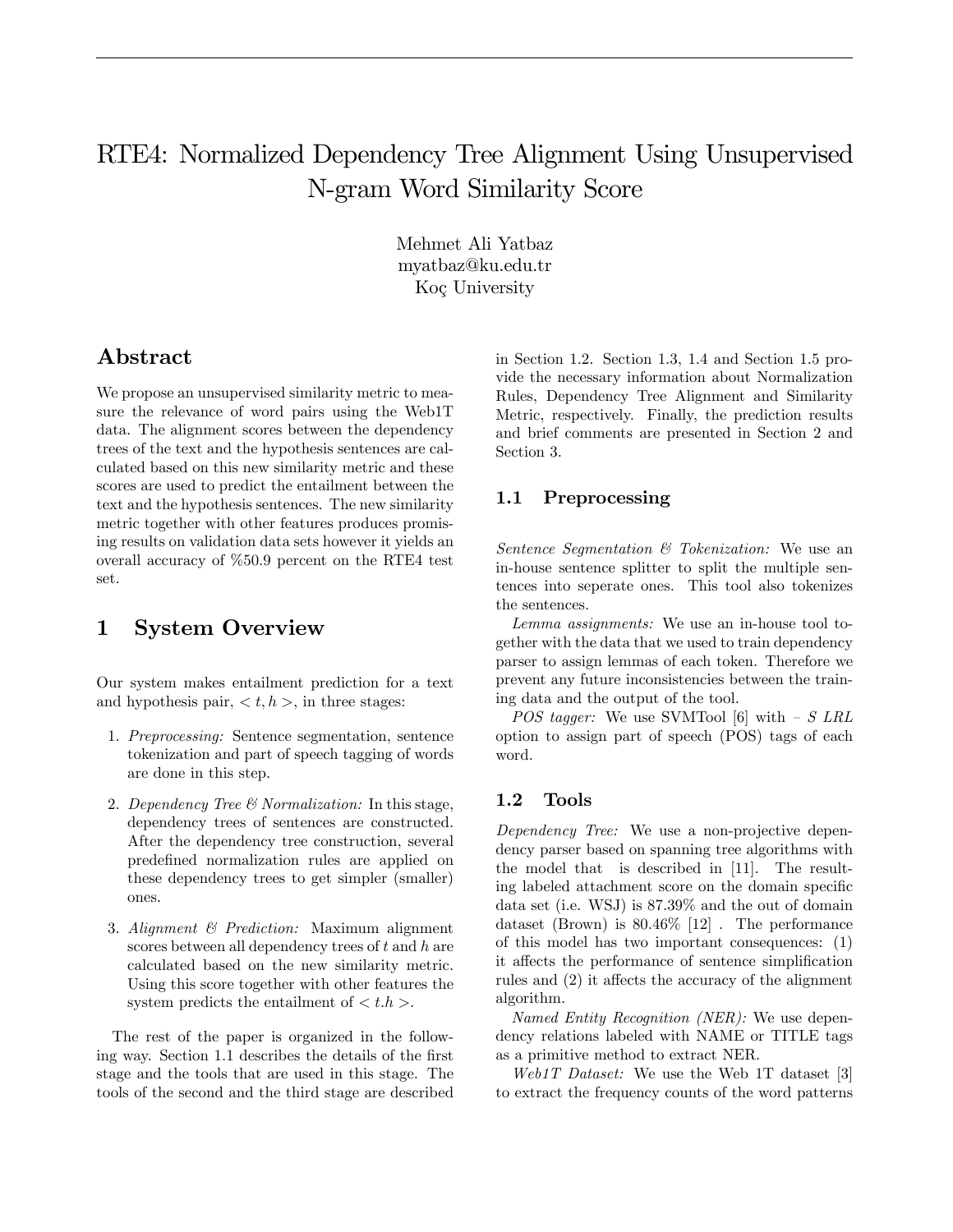# RTE4: Normalized Dependency Tree Alignment Using Unsupervised N-gram Word Similarity Score

Mehmet Ali Yatbaz
myatbaz@ku.edu.tr
Koç University

## Abstract

We propose an unsupervised similarity metric to measure the relevance of word pairs using the Web1T data. The alignment scores between the dependency trees of the text and the hypothesis sentences are calculated based on this new similarity metric and these scores are used to predict the entailment between the text and the hypothesis sentences. The new similarity metric together with other features produces promising results on validation data sets however it yields an overall accuracy of %50.9 percent on the RTE4 test set.

## 1 System Overview

Our system makes entailment prediction for a text and hypothesis pair, $< t, h >$, in three stages:

1. *Preprocessing:* Sentence segmentation, sentence tokenization and part of speech tagging of words are done in this step.
2. *Dependency Tree & Normalization:* In this stage, dependency trees of sentences are constructed. After the dependency tree construction, several predefined normalization rules are applied on these dependency trees to get simpler (smaller) ones.
3. *Alignment & Prediction:* Maximum alignment scores between all dependency trees of $t$ and $h$ are calculated based on the new similarity metric. Using this score together with other features the system predicts the entailment of $< t.h >$.

The rest of the paper is organized in the following way. Section 1.1 describes the details of the first stage and the tools that are used in this stage. The tools of the second and the third stage are described in Section 1.2. Section 1.3, 1.4 and Section 1.5 provide the necessary information about Normalization Rules, Dependency Tree Alignment and Similarity Metric, respectively. Finally, the prediction results and brief comments are presented in Section 2 and Section 3.

### 1.1 Preprocessing

*Sentence Segmentation & Tokenization:* We use an in-house sentence splitter to split the multiple sentences into seperate ones. This tool also tokenizes the sentences.

*Lemma assignments:* We use an in-house tool together with the data that we used to train dependency parser to assign lemmas of each token. Therefore we prevent any future inconsistencies between the training data and the output of the tool.

*POS tagger:* We use SVMTool [6] with *– S LRL* option to assign part of speech (POS) tags of each word.

### 1.2 Tools

*Dependency Tree:* We use a non-projective dependency parser based on spanning tree algorithms with the model that is described in [11]. The resulting labeled attachment score on the domain specific data set (i.e. WSJ) is 87.39% and the out of domain dataset (Brown) is 80.46% [12] . The performance of this model has two important consequences: (1) it affects the performance of sentence simplification rules and (2) it affects the accuracy of the alignment algorithm.

*Named Entity Recognition (NER):* We use dependency relations labeled with NAME or TITLE tags as a primitive method to extract NER.

*Web1T Dataset:* We use the Web 1T dataset [3] to extract the frequency counts of the word patterns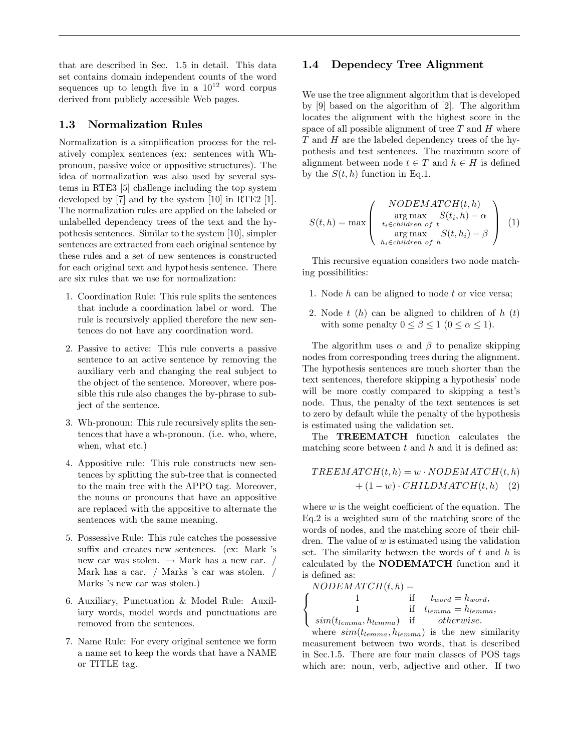that are described in Sec. 1.5 in detail. This data set contains domain independent counts of the word sequences up to length five in a $10^{12}$ word corpus derived from publicly accessible Web pages.

## 1.3 Normalization Rules

Normalization is a simplification process for the relatively complex sentences (ex: sentences with Wh-pronoun, passive voice or appositive structures). The idea of normalization was also used by several systems in RTE3 [5] challenge including the top system developed by [7] and by the system [10] in RTE2 [1]. The normalization rules are applied on the labeled or unlabelled dependency trees of the text and the hypothesis sentences. Similar to the system [10], simpler sentences are extracted from each original sentence by these rules and a set of new sentences is constructed for each original text and hypothesis sentence. There are six rules that we use for normalization:

1. Coordination Rule: This rule splits the sentences that include a coordination label or word. The rule is recursively applied therefore the new sentences do not have any coordination word.
2. Passive to active: This rule converts a passive sentence to an active sentence by removing the auxiliary verb and changing the real subject to the object of the sentence. Moreover, where possible this rule also changes the by-phrase to subject of the sentence.
3. Wh-pronoun: This rule recursively splits the sentences that have a wh-pronoun. (i.e. who, where, when, what etc.)
4. Appositive rule: This rule constructs new sentences by splitting the sub-tree that is connected to the main tree with the APPO tag. Moreover, the nouns or pronouns that have an appositive are replaced with the appositive to alternate the sentences with the same meaning.
5. Possessive Rule: This rule catches the possessive suffix and creates new sentences. (ex: Mark 's new car was stolen. → Mark has a new car. / Mark has a car. / Marks 's car was stolen. / Marks 's new car was stolen.)
6. Auxiliary, Punctuation & Model Rule: Auxiliary words, model words and punctuations are removed from the sentences.
7. Name Rule: For every original sentence we form a name set to keep the words that have a NAME or TITLE tag.

## 1.4 Dependecy Tree Alignment

We use the tree alignment algorithm that is developed by [9] based on the algorithm of [2]. The algorithm locates the alignment with the highest score in the space of all possible alignment of tree $T$ and $H$ where $T$ and $H$ are the labeled dependency trees of the hypothesis and test sentences. The maximum score of alignment between node $t \in T$ and $h \in H$ is defined by the $S(t, h)$ function in Eq.1.

$$S(t,h) = \max \left( \begin{array}{c} NODEMATCH(t,h) \\ \underset{t_i \in children\ of\ t}{\arg\max} \quad S(t_i,h) - \alpha \\ \underset{h_i \in children\ of\ h}{\arg\max} \quad S(t,h_i) - \beta \end{array} \right) \quad (1)$$

This recursive equation considers two node matching possibilities:

1. Node $h$ can be aligned to node $t$ or vice versa;
2. Node $t$ ($h$) can be aligned to children of $h$ ($t$) with some penalty $0 \leq \beta \leq 1$ ($0 \leq \alpha \leq 1$).

The algorithm uses $\alpha$ and $\beta$ to penalize skipping nodes from corresponding trees during the alignment. The hypothesis sentences are much shorter than the text sentences, therefore skipping a hypothesis' node will be more costly compared to skipping a test's node. Thus, the penalty of the text sentences is set to zero by default while the penalty of the hypothesis is estimated using the validation set.

The **TREEMATCH** function calculates the matching score between $t$ and $h$ and it is defined as:

$$TREEMATCH(t,h) = w \cdot NODEMATCH(t,h) + (1-w) \cdot CHILDMATCH(t,h) \quad (2)$$

where $w$ is the weight coefficient of the equation. The Eq.2 is a weighted sum of the matching score of the words of nodes, and the matching score of their children. The value of $w$ is estimated using the validation set. The similarity between the words of $t$ and $h$ is calculated by the **NODEMATCH** function and it is defined as:

$$NODEMATCH(t,h) = \begin{cases} 1 & \text{if} \quad t_{word} = h_{word}, \\ 1 & \text{if} \quad t_{lemma} = h_{lemma}, \\ sim(t_{lemma}, h_{lemma}) & \text{if} \quad otherwise. \end{cases}$$

where $sim(t_{lemma}, h_{lemma})$ is the new similarity measurement between two words, that is described in Sec.1.5. There are four main classes of POS tags which are: noun, verb, adjective and other. If two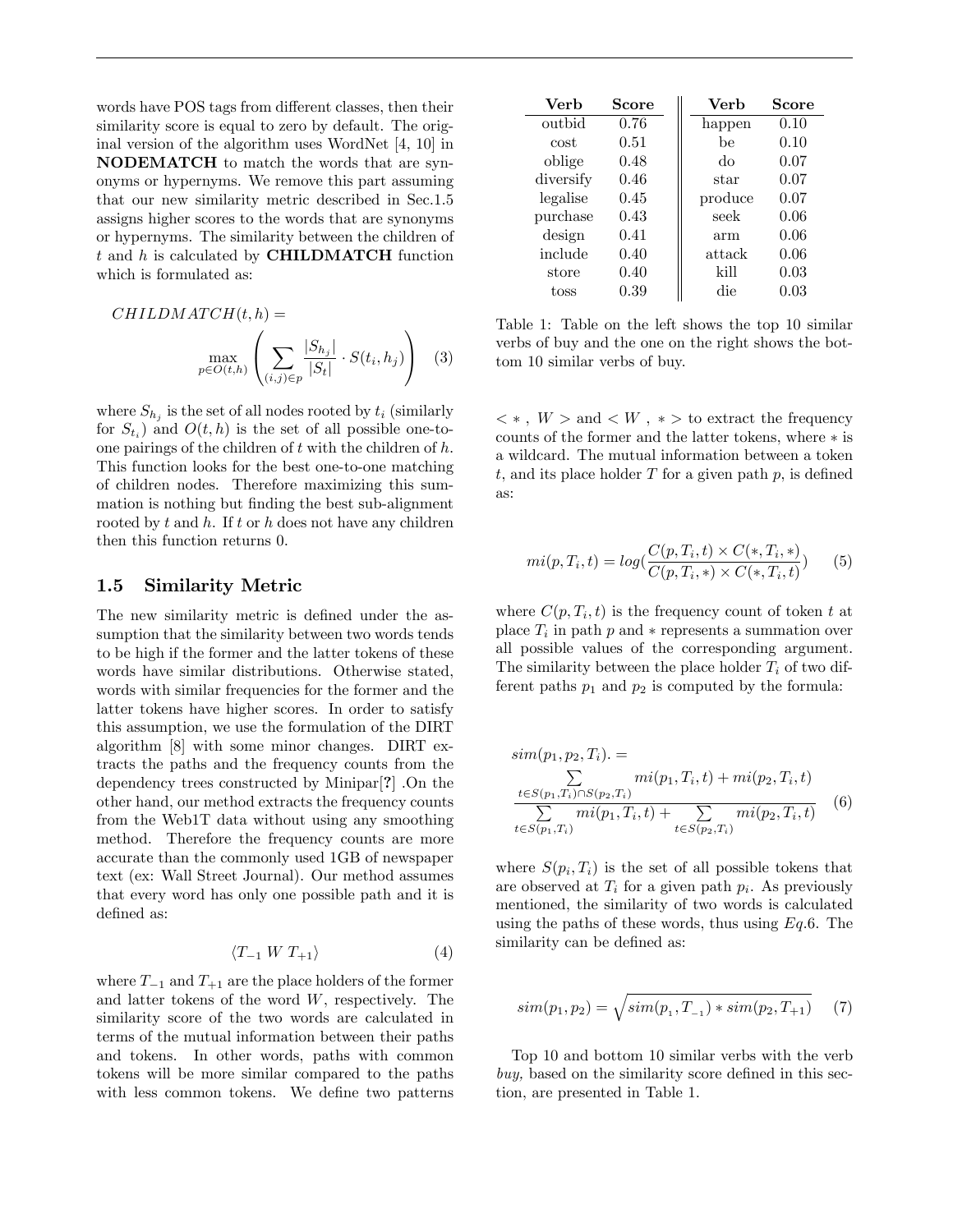words have POS tags from different classes, then their similarity score is equal to zero by default. The original version of the algorithm uses WordNet [4, 10] in **NODEMATCH** to match the words that are synonyms or hypernyms. We remove this part assuming that our new similarity metric described in Sec.1.5 assigns higher scores to the words that are synonyms or hypernyms. The similarity between the children of $t$ and $h$ is calculated by **CHILDMATCH** function which is formulated as:

$$CHILDMATCH(t, h) = \max_{p \in O(t,h)} \left( \sum_{(i,j) \in p} \frac{|S_{h_j}|}{|S_t|} \cdot S(t_i, h_j) \right) \quad (3)$$

where $S_{h_j}$ is the set of all nodes rooted by $t_i$ (similarly for $S_{t_i}$) and $O(t, h)$ is the set of all possible one-to-one pairings of the children of $t$ with the children of $h$. This function looks for the best one-to-one matching of children nodes. Therefore maximizing this summation is nothing but finding the best sub-alignment rooted by $t$ and $h$. If $t$ or $h$ does not have any children then this function returns 0.

## 1.5 Similarity Metric

The new similarity metric is defined under the assumption that the similarity between two words tends to be high if the former and the latter tokens of these words have similar distributions. Otherwise stated, words with similar frequencies for the former and the latter tokens have higher scores. In order to satisfy this assumption, we use the formulation of the DIRT algorithm [8] with some minor changes. DIRT extracts the paths and the frequency counts from the dependency trees constructed by Minipar[**?**] .On the other hand, our method extracts the frequency counts from the Web1T data without using any smoothing method. Therefore the frequency counts are more accurate than the commonly used 1GB of newspaper text (ex: Wall Street Journal). Our method assumes that every word has only one possible path and it is defined as:

$$\langle T_{-1} \; W \; T_{+1} \rangle \quad (4)$$

where $T_{-1}$ and $T_{+1}$ are the place holders of the former and latter tokens of the word $W$, respectively. The similarity score of the two words are calculated in terms of the mutual information between their paths and tokens. In other words, paths with common tokens will be more similar compared to the paths with less common tokens. We define two patterns $< * \;, \; W >$ and $< W \;, \; * >$ to extract the frequency counts of the former and the latter tokens, where $*$ is a wildcard. The mutual information between a token $t$, and its place holder $T$ for a given path $p$, is defined as:

| Verb | Score | Verb | Score |
|---|---|---|---|
| outbid | 0.76 | happen | 0.10 |
| cost | 0.51 | be | 0.10 |
| oblige | 0.48 | do | 0.07 |
| diversify | 0.46 | star | 0.07 |
| legalise | 0.45 | produce | 0.07 |
| purchase | 0.43 | seek | 0.06 |
| design | 0.41 | arm | 0.06 |
| include | 0.40 | attack | 0.06 |
| store | 0.40 | kill | 0.03 |
| toss | 0.39 | die | 0.03 |

Table 1: Table on the left shows the top 10 similar verbs of buy and the one on the right shows the bottom 10 similar verbs of buy.

$$mi(p, T_i, t) = log(\frac{C(p, T_i, t) \times C(*, T_i, *)}{C(p, T_i, *) \times C(*, T_i, t)}) \quad (5)$$

where $C(p, T_i, t)$ is the frequency count of token $t$ at place $T_i$ in path $p$ and $*$ represents a summation over all possible values of the corresponding argument. The similarity between the place holder $T_i$ of two different paths $p_1$ and $p_2$ is computed by the formula:

$$sim(p_1, p_2, T_i). = \frac{\sum_{t \in S(p_1, T_i) \cap S(p_2, T_i)} mi(p_1, T_i, t) + mi(p_2, T_i, t)}{\sum_{t \in S(p_1, T_i)} mi(p_1, T_i, t) + \sum_{t \in S(p_2, T_i)} mi(p_2, T_i, t)} \quad (6)$$

where $S(p_i, T_i)$ is the set of all possible tokens that are observed at $T_i$ for a given path $p_i$. As previously mentioned, the similarity of two words is calculated using the paths of these words, thus using *Eq.*6. The similarity can be defined as:

$$sim(p_1, p_2) = \sqrt{sim(p_1, T_{-1}) * sim(p_2, T_{+1})} \quad (7)$$

Top 10 and bottom 10 similar verbs with the verb *buy,* based on the similarity score defined in this section, are presented in Table 1.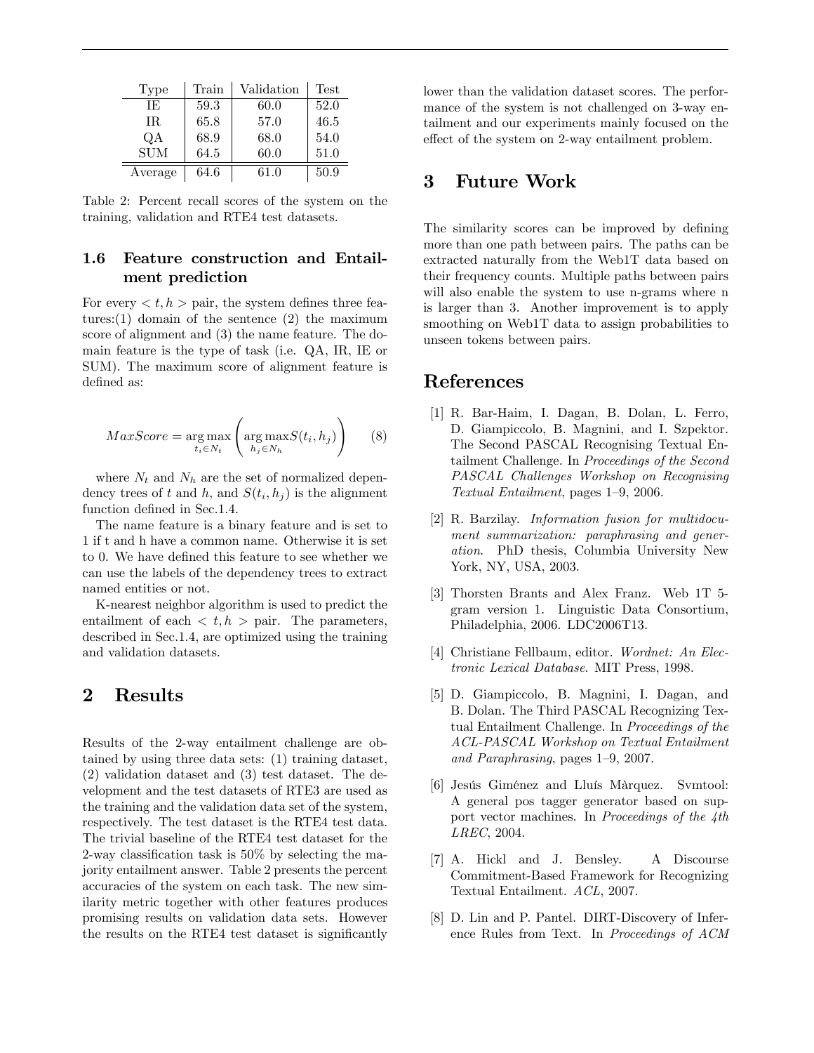| Type | Train | Validation | Test |
|---|---|---|---|
| IE | 59.3 | 60.0 | 52.0 |
| IR | 65.8 | 57.0 | 46.5 |
| QA | 68.9 | 68.0 | 54.0 |
| SUM | 64.5 | 60.0 | 51.0 |
| Average | 64.6 | 61.0 | 50.9 |

Table 2: Percent recall scores of the system on the training, validation and RTE4 test datasets.

### 1.6 Feature construction and Entailment prediction

For every $< t, h >$ pair, the system defines three features:(1) domain of the sentence (2) the maximum score of alignment and (3) the name feature. The domain feature is the type of task (i.e. QA, IR, IE or SUM). The maximum score of alignment feature is defined as:

$$MaxScore = \underset{t_i \in N_t}{\arg\max} \left( \underset{h_j \in N_h}{\arg\max} S(t_i, h_j) \right) \quad (8)$$

where $N_t$ and $N_h$ are the set of normalized dependency trees of $t$ and $h$, and $S(t_i, h_j)$ is the alignment function defined in Sec.1.4.

The name feature is a binary feature and is set to 1 if t and h have a common name. Otherwise it is set to 0. We have defined this feature to see whether we can use the labels of the dependency trees to extract named entities or not.

K-nearest neighbor algorithm is used to predict the entailment of each $< t, h >$ pair. The parameters, described in Sec.1.4, are optimized using the training and validation datasets.

## 2 Results

Results of the 2-way entailment challenge are obtained by using three data sets: (1) training dataset, (2) validation dataset and (3) test dataset. The development and the test datasets of RTE3 are used as the training and the validation data set of the system, respectively. The test dataset is the RTE4 test data. The trivial baseline of the RTE4 test dataset for the 2-way classification task is 50% by selecting the majority entailment answer. Table 2 presents the percent accuracies of the system on each task. The new similarity metric together with other features produces promising results on validation data sets. However the results on the RTE4 test dataset is significantly lower than the validation dataset scores. The performance of the system is not challenged on 3-way entailment and our experiments mainly focused on the effect of the system on 2-way entailment problem.

## 3 Future Work

The similarity scores can be improved by defining more than one path between pairs. The paths can be extracted naturally from the Web1T data based on their frequency counts. Multiple paths between pairs will also enable the system to use n-grams where n is larger than 3. Another improvement is to apply smoothing on Web1T data to assign probabilities to unseen tokens between pairs.

## References

[1] R. Bar-Haim, I. Dagan, B. Dolan, L. Ferro, D. Giampiccolo, B. Magnini, and I. Szpektor. The Second PASCAL Recognising Textual Entailment Challenge. In *Proceedings of the Second PASCAL Challenges Workshop on Recognising Textual Entailment*, pages 1–9, 2006.

[2] R. Barzilay. *Information fusion for multidocument summarization: paraphrasing and generation*. PhD thesis, Columbia University New York, NY, USA, 2003.

[3] Thorsten Brants and Alex Franz. Web 1T 5-gram version 1. Linguistic Data Consortium, Philadelphia, 2006. LDC2006T13.

[4] Christiane Fellbaum, editor. *Wordnet: An Electronic Lexical Database*. MIT Press, 1998.

[5] D. Giampiccolo, B. Magnini, I. Dagan, and B. Dolan. The Third PASCAL Recognizing Textual Entailment Challenge. In *Proceedings of the ACL-PASCAL Workshop on Textual Entailment and Paraphrasing*, pages 1–9, 2007.

[6] Jesús Giménez and Lluís Màrquez. Svmtool: A general pos tagger generator based on support vector machines. In *Proceedings of the 4th LREC*, 2004.

[7] A. Hickl and J. Bensley. A Discourse Commitment-Based Framework for Recognizing Textual Entailment. *ACL*, 2007.

[8] D. Lin and P. Pantel. DIRT-Discovery of Inference Rules from Text. In *Proceedings of ACM*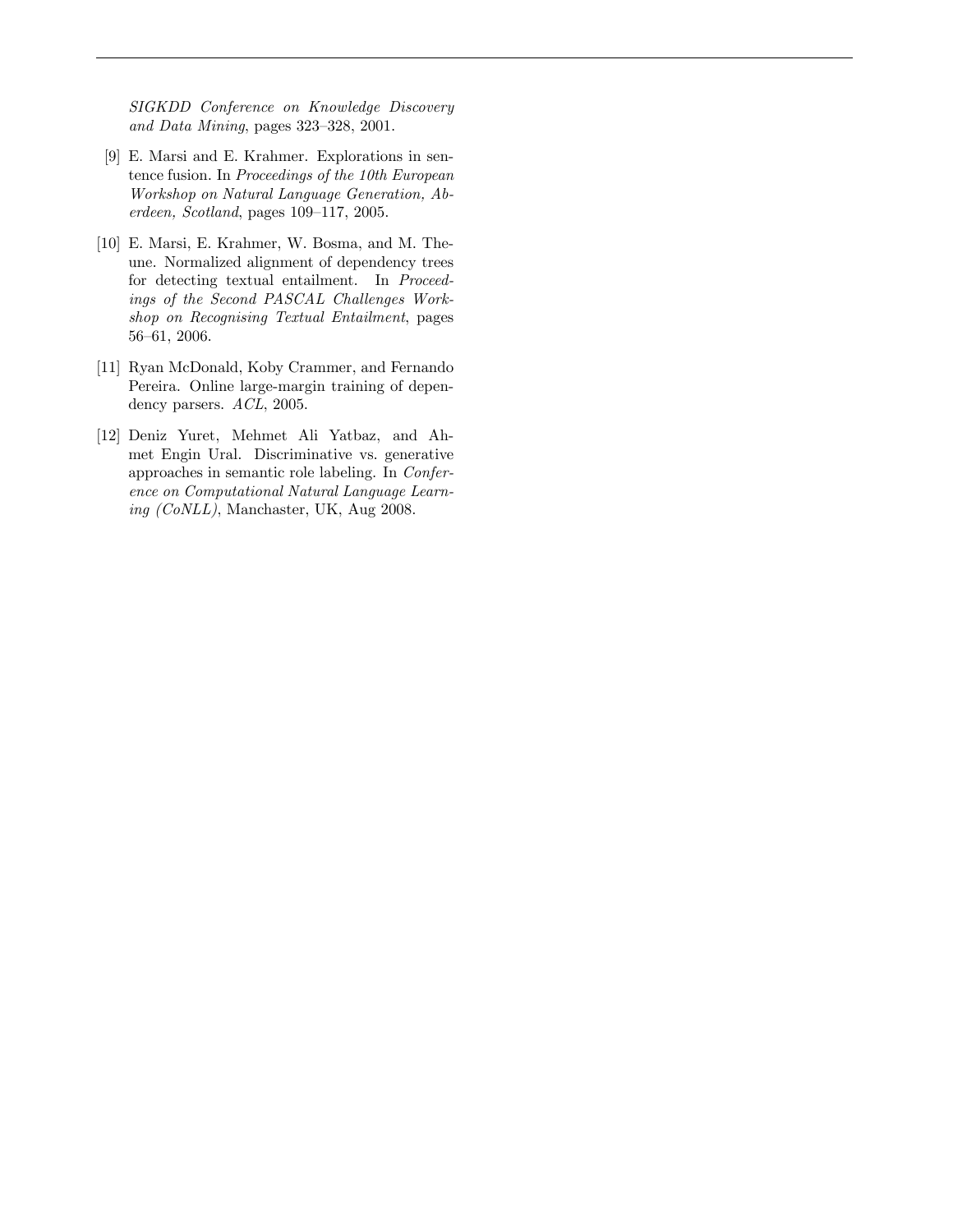*SIGKDD Conference on Knowledge Discovery and Data Mining*, pages 323–328, 2001.

[9] E. Marsi and E. Krahmer. Explorations in sentence fusion. In *Proceedings of the 10th European Workshop on Natural Language Generation, Aberdeen, Scotland*, pages 109–117, 2005.

[10] E. Marsi, E. Krahmer, W. Bosma, and M. Theune. Normalized alignment of dependency trees for detecting textual entailment. In *Proceedings of the Second PASCAL Challenges Workshop on Recognising Textual Entailment*, pages 56–61, 2006.

[11] Ryan McDonald, Koby Crammer, and Fernando Pereira. Online large-margin training of dependency parsers. *ACL*, 2005.

[12] Deniz Yuret, Mehmet Ali Yatbaz, and Ahmet Engin Ural. Discriminative vs. generative approaches in semantic role labeling. In *Conference on Computational Natural Language Learning (CoNLL)*, Manchaster, UK, Aug 2008.